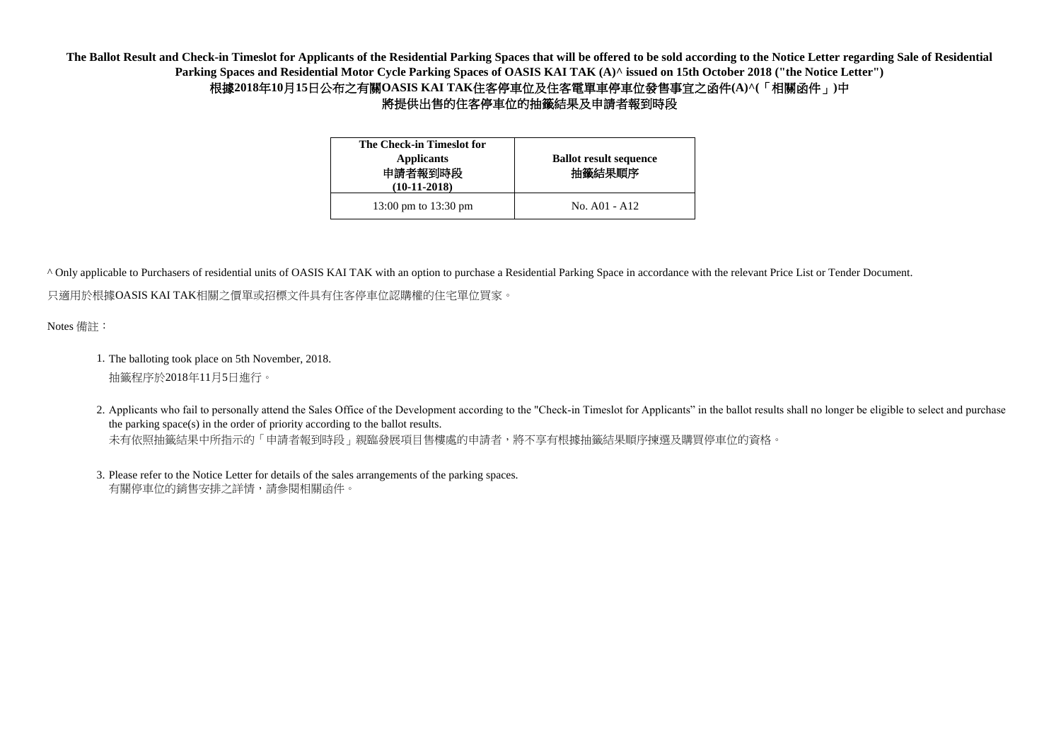**The Ballot Result and Check-in Timeslot for Applicants of the Residential Parking Spaces that will be offered to be sold according to the Notice Letter regarding Sale of Residential Parking Spaces and Residential Motor Cycle Parking Spaces of OASIS KAI TAK (A)^ issued on 15th October 2018 ("the Notice Letter")**

**根據2018年10月15日公布之有關OASIS KAI TAK住客停車位及住客電單車停車位發售事宜之函件(A)^(「相關函件」)中**

**將提供出售的住客停車位的抽籤結果及申請者報到時段**

| **The Check-in Timeslot for Applicants 申請者報到時段 (10-11-2018)** | **Ballot result sequence 抽籤結果順序** |
|---|---|
| 13:00 pm to 13:30 pm | No. A01 - A12 |

^ Only applicable to Purchasers of residential units of OASIS KAI TAK with an option to purchase a Residential Parking Space in accordance with the relevant Price List or Tender Document.

只適用於根據OASIS KAI TAK相關之價單或招標文件具有住客停車位認購權的住宅單位買家。

Notes 備註：

1. The balloting took place on 5th November, 2018.
   抽籤程序於2018年11月5日進行。

2. Applicants who fail to personally attend the Sales Office of the Development according to the "Check-in Timeslot for Applicants" in the ballot results shall no longer be eligible to select and purchase the parking space(s) in the order of priority according to the ballot results.
   未有依照抽籤結果中所指示的「申請者報到時段」親臨發展項目售樓處的申請者，將不享有根據抽籤結果順序揀選及購買停車位的資格。

3. Please refer to the Notice Letter for details of the sales arrangements of the parking spaces.
   有關停車位的銷售安排之詳情，請參閱相關函件。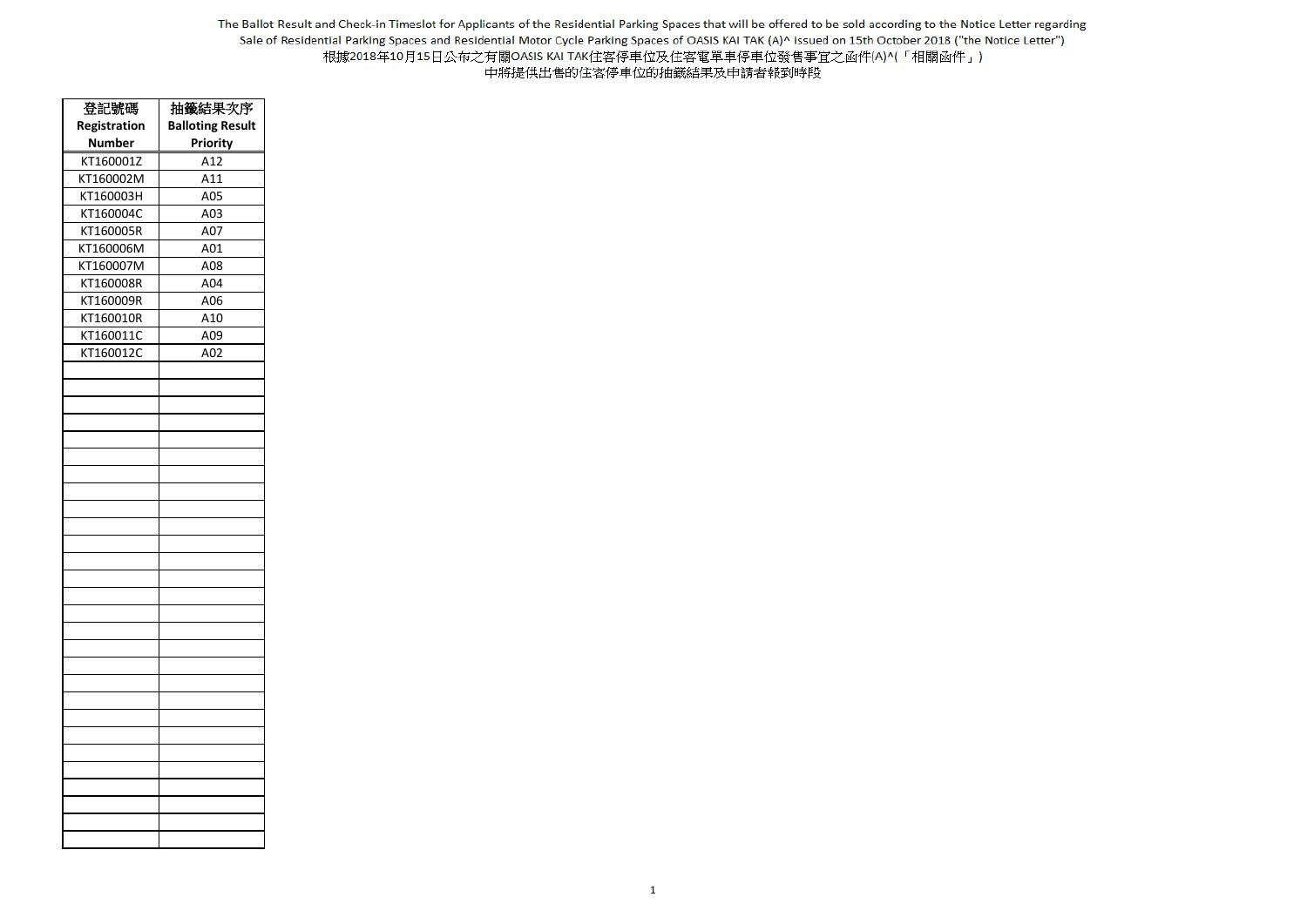The Ballot Result and Check-in Timeslot for Applicants of the Residential Parking Spaces that will be offered to be sold according to the Notice Letter regarding Sale of Residential Parking Spaces and Residential Motor Cycle Parking Spaces of OASIS KAI TAK (A)^ issued on 15th October 2018 ("the Notice Letter")

根據2018年10月15日公布之有關OASIS KAI TAK住客停車位及住客電單車停車位發售事宜之函件(A)^(「相關函件」)中將提供出售的住客停車位的抽籤結果及申請者報到時段

| 登記號碼 Registration Number | 抽籤結果次序 Balloting Result Priority |
|---|---|
| KT160001Z | A12 |
| KT160002M | A11 |
| KT160003H | A05 |
| KT160004C | A03 |
| KT160005R | A07 |
| KT160006M | A01 |
| KT160007M | A08 |
| KT160008R | A04 |
| KT160009R | A06 |
| KT160010R | A10 |
| KT160011C | A09 |
| KT160012C | A02 |